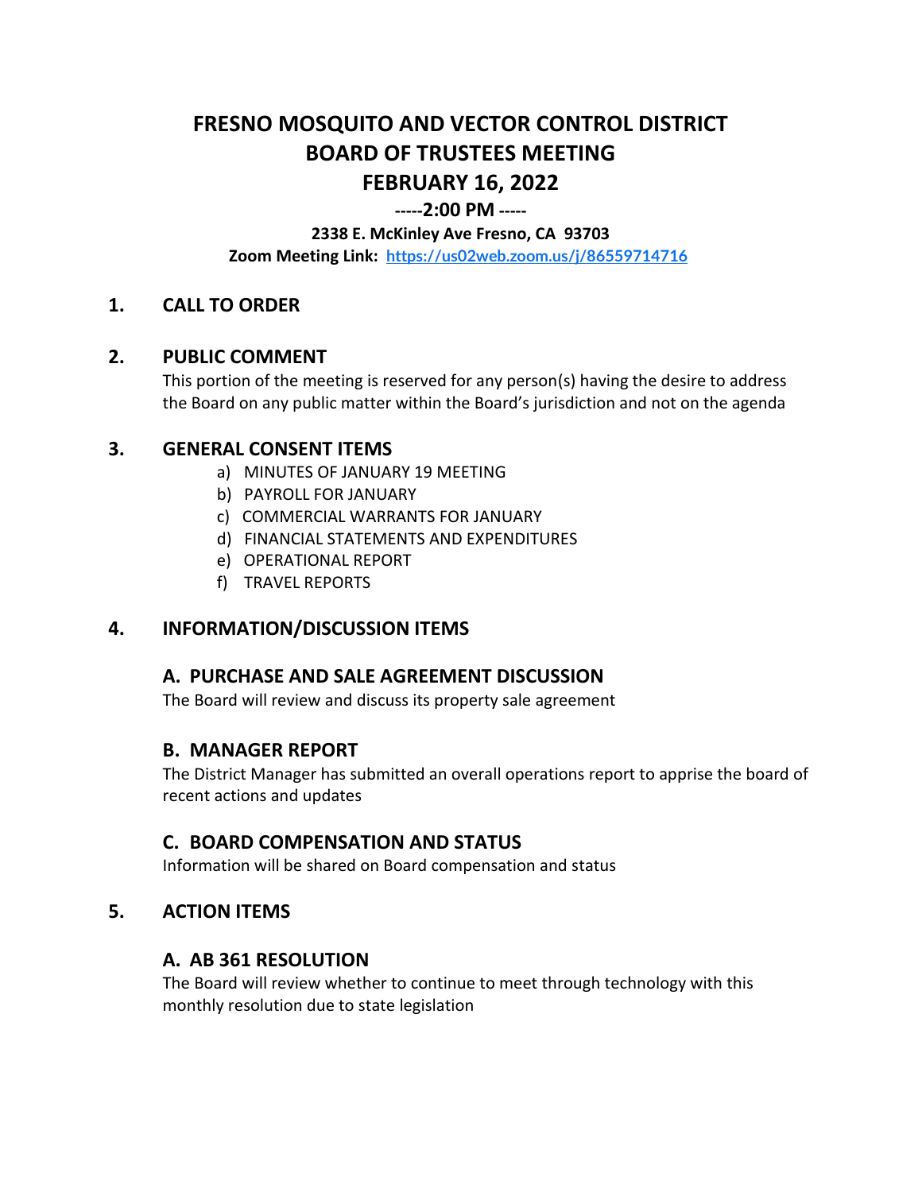# FRESNO MOSQUITO AND VECTOR CONTROL DISTRICT
# BOARD OF TRUSTEES MEETING
# FEBRUARY 16, 2022

**-----2:00 PM -----**

**2338 E. McKinley Ave Fresno, CA 93703**

**Zoom Meeting Link: [https://us02web.zoom.us/j/86559714716](https://us02web.zoom.us/j/86559714716)**

## 1. CALL TO ORDER

## 2. PUBLIC COMMENT

This portion of the meeting is reserved for any person(s) having the desire to address the Board on any public matter within the Board's jurisdiction and not on the agenda

## 3. GENERAL CONSENT ITEMS

a) MINUTES OF JANUARY 19 MEETING
b) PAYROLL FOR JANUARY
c) COMMERCIAL WARRANTS FOR JANUARY
d) FINANCIAL STATEMENTS AND EXPENDITURES
e) OPERATIONAL REPORT
f) TRAVEL REPORTS

## 4. INFORMATION/DISCUSSION ITEMS

### A. PURCHASE AND SALE AGREEMENT DISCUSSION

The Board will review and discuss its property sale agreement

### B. MANAGER REPORT

The District Manager has submitted an overall operations report to apprise the board of recent actions and updates

### C. BOARD COMPENSATION AND STATUS

Information will be shared on Board compensation and status

## 5. ACTION ITEMS

### A. AB 361 RESOLUTION

The Board will review whether to continue to meet through technology with this monthly resolution due to state legislation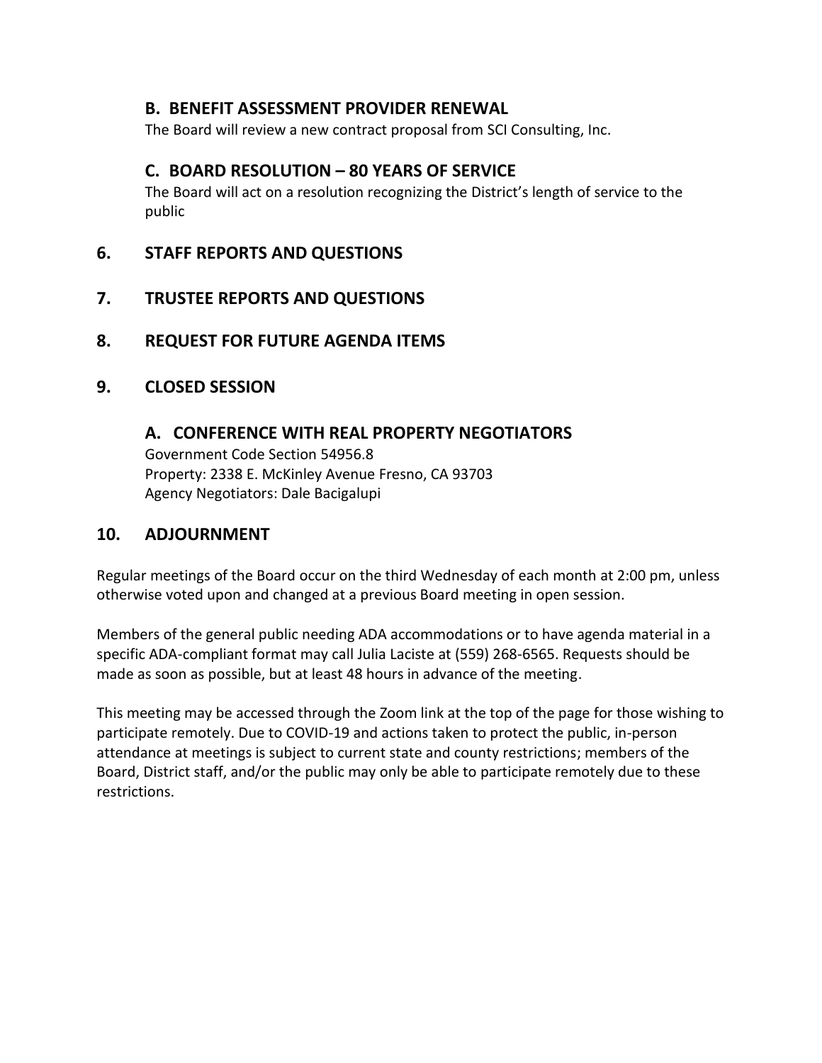### B. BENEFIT ASSESSMENT PROVIDER RENEWAL

The Board will review a new contract proposal from SCI Consulting, Inc.

### C. BOARD RESOLUTION – 80 YEARS OF SERVICE

The Board will act on a resolution recognizing the District's length of service to the public

## 6. STAFF REPORTS AND QUESTIONS

## 7. TRUSTEE REPORTS AND QUESTIONS

## 8. REQUEST FOR FUTURE AGENDA ITEMS

## 9. CLOSED SESSION

### A. CONFERENCE WITH REAL PROPERTY NEGOTIATORS

Government Code Section 54956.8
Property: 2338 E. McKinley Avenue Fresno, CA 93703
Agency Negotiators: Dale Bacigalupi

## 10. ADJOURNMENT

Regular meetings of the Board occur on the third Wednesday of each month at 2:00 pm, unless otherwise voted upon and changed at a previous Board meeting in open session.

Members of the general public needing ADA accommodations or to have agenda material in a specific ADA-compliant format may call Julia Laciste at (559) 268-6565. Requests should be made as soon as possible, but at least 48 hours in advance of the meeting.

This meeting may be accessed through the Zoom link at the top of the page for those wishing to participate remotely. Due to COVID-19 and actions taken to protect the public, in-person attendance at meetings is subject to current state and county restrictions; members of the Board, District staff, and/or the public may only be able to participate remotely due to these restrictions.